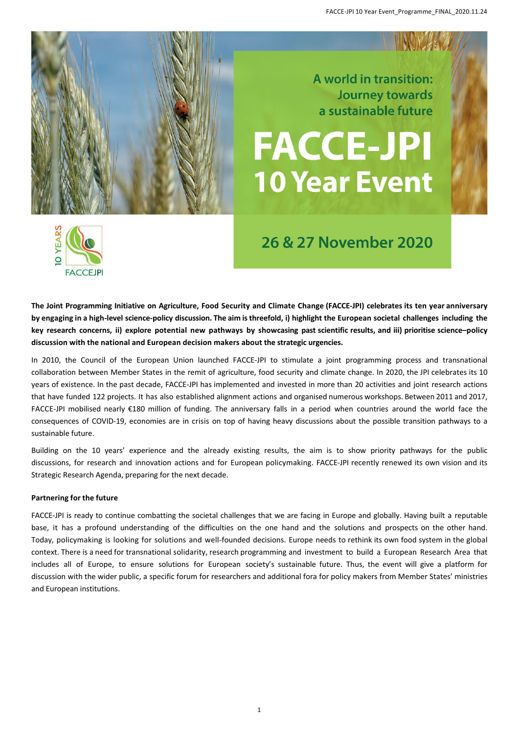A world in transition: Journey towards a sustainable future

# FACCE-JPI 10 Year Event

## 26 & 27 November 2020

10 YEARS FACCEJPI

**The Joint Programming Initiative on Agriculture, Food Security and Climate Change (FACCE-JPI) celebrates its ten year anniversary by engaging in a high-level science-policy discussion. The aim is threefold, i) highlight the European societal challenges including the key research concerns, ii) explore potential new pathways by showcasing past scientific results, and iii) prioritise science–policy discussion with the national and European decision makers about the strategic urgencies.**

In 2010, the Council of the European Union launched FACCE-JPI to stimulate a joint programming process and transnational collaboration between Member States in the remit of agriculture, food security and climate change. In 2020, the JPI celebrates its 10 years of existence. In the past decade, FACCE-JPI has implemented and invested in more than 20 activities and joint research actions that have funded 122 projects. It has also established alignment actions and organised numerous workshops. Between 2011 and 2017, FACCE-JPI mobilised nearly €180 million of funding. The anniversary falls in a period when countries around the world face the consequences of COVID-19, economies are in crisis on top of having heavy discussions about the possible transition pathways to a sustainable future.

Building on the 10 years' experience and the already existing results, the aim is to show priority pathways for the public discussions, for research and innovation actions and for European policymaking. FACCE-JPI recently renewed its own vision and its Strategic Research Agenda, preparing for the next decade.

**Partnering for the future**

FACCE-JPI is ready to continue combatting the societal challenges that we are facing in Europe and globally. Having built a reputable base, it has a profound understanding of the difficulties on the one hand and the solutions and prospects on the other hand. Today, policymaking is looking for solutions and well-founded decisions. Europe needs to rethink its own food system in the global context. There is a need for transnational solidarity, research programming and investment to build a European Research Area that includes all of Europe, to ensure solutions for European society's sustainable future. Thus, the event will give a platform for discussion with the wider public, a specific forum for researchers and additional fora for policy makers from Member States' ministries and European institutions.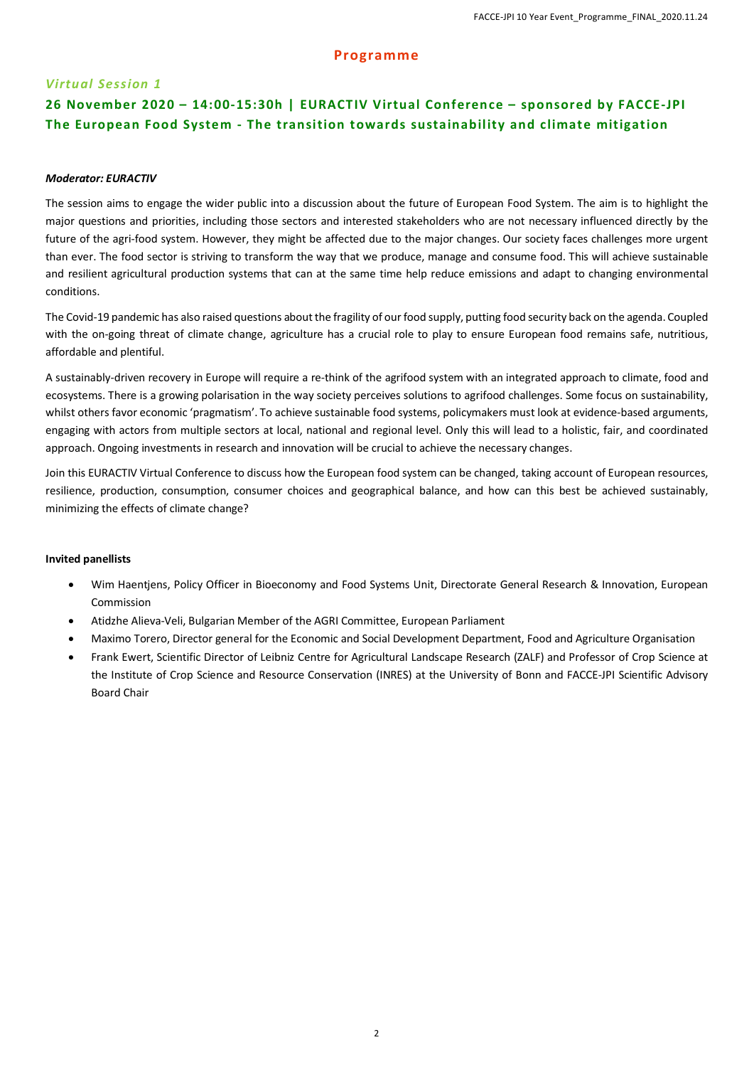# Programme

## *Virtual Session 1*

## 26 November 2020 – 14:00-15:30h | EURACTIV Virtual Conference – sponsored by FACCE-JPI The European Food System - The transition towards sustainability and climate mitigation

***Moderator: EURACTIV***

The session aims to engage the wider public into a discussion about the future of European Food System. The aim is to highlight the major questions and priorities, including those sectors and interested stakeholders who are not necessary influenced directly by the future of the agri-food system. However, they might be affected due to the major changes. Our society faces challenges more urgent than ever. The food sector is striving to transform the way that we produce, manage and consume food. This will achieve sustainable and resilient agricultural production systems that can at the same time help reduce emissions and adapt to changing environmental conditions.

The Covid-19 pandemic has also raised questions about the fragility of our food supply, putting food security back on the agenda. Coupled with the on-going threat of climate change, agriculture has a crucial role to play to ensure European food remains safe, nutritious, affordable and plentiful.

A sustainably-driven recovery in Europe will require a re-think of the agrifood system with an integrated approach to climate, food and ecosystems. There is a growing polarisation in the way society perceives solutions to agrifood challenges. Some focus on sustainability, whilst others favor economic 'pragmatism'. To achieve sustainable food systems, policymakers must look at evidence-based arguments, engaging with actors from multiple sectors at local, national and regional level. Only this will lead to a holistic, fair, and coordinated approach. Ongoing investments in research and innovation will be crucial to achieve the necessary changes.

Join this EURACTIV Virtual Conference to discuss how the European food system can be changed, taking account of European resources, resilience, production, consumption, consumer choices and geographical balance, and how can this best be achieved sustainably, minimizing the effects of climate change?

**Invited panellists**

- Wim Haentjens, Policy Officer in Bioeconomy and Food Systems Unit, Directorate General Research & Innovation, European Commission
- Atidzhe Alieva-Veli, Bulgarian Member of the AGRI Committee, European Parliament
- Maximo Torero, Director general for the Economic and Social Development Department, Food and Agriculture Organisation
- Frank Ewert, Scientific Director of Leibniz Centre for Agricultural Landscape Research (ZALF) and Professor of Crop Science at the Institute of Crop Science and Resource Conservation (INRES) at the University of Bonn and FACCE-JPI Scientific Advisory Board Chair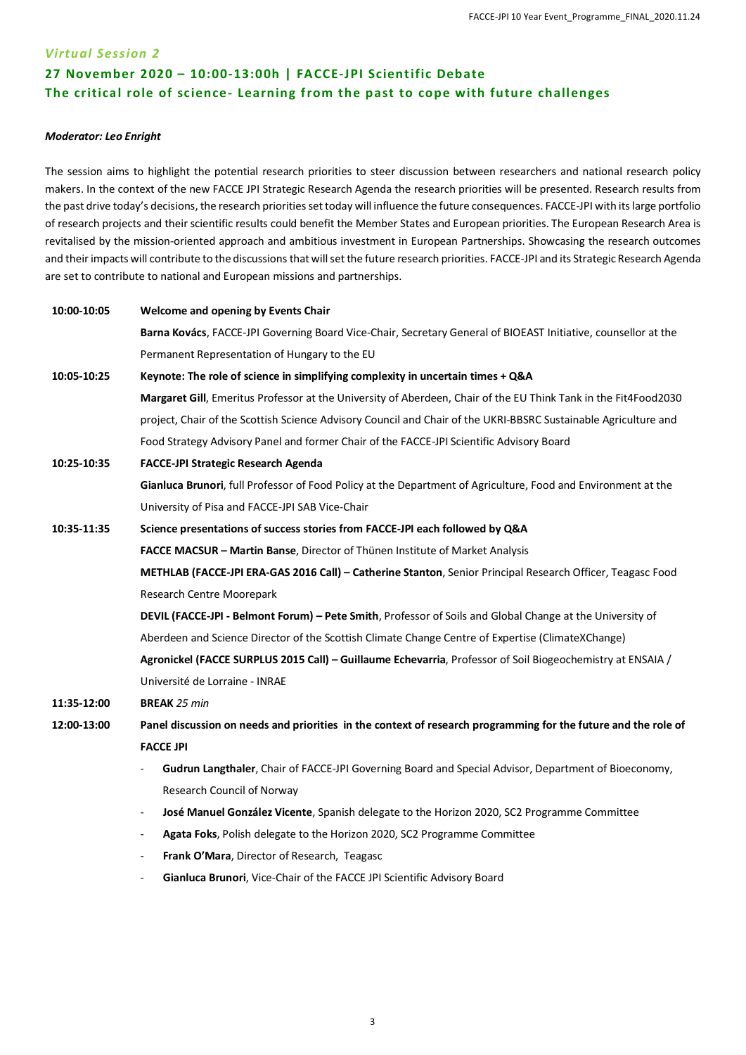### *Virtual Session 2*

## 27 November 2020 – 10:00-13:00h | FACCE-JPI Scientific Debate
## The critical role of science- Learning from the past to cope with future challenges

***Moderator: Leo Enright***

The session aims to highlight the potential research priorities to steer discussion between researchers and national research policy makers. In the context of the new FACCE JPI Strategic Research Agenda the research priorities will be presented. Research results from the past drive today's decisions, the research priorities set today will influence the future consequences. FACCE-JPI with its large portfolio of research projects and their scientific results could benefit the Member States and European priorities. The European Research Area is revitalised by the mission-oriented approach and ambitious investment in European Partnerships. Showcasing the research outcomes and their impacts will contribute to the discussions that will set the future research priorities. FACCE-JPI and its Strategic Research Agenda are set to contribute to national and European missions and partnerships.

**10:00-10:05** **Welcome and opening by Events Chair**

**Barna Kovács**, FACCE-JPI Governing Board Vice-Chair, Secretary General of BIOEAST Initiative, counsellor at the Permanent Representation of Hungary to the EU

**10:05-10:25** **Keynote: The role of science in simplifying complexity in uncertain times + Q&A**

**Margaret Gill**, Emeritus Professor at the University of Aberdeen, Chair of the EU Think Tank in the Fit4Food2030 project, Chair of the Scottish Science Advisory Council and Chair of the UKRI-BBSRC Sustainable Agriculture and Food Strategy Advisory Panel and former Chair of the FACCE-JPI Scientific Advisory Board

**10:25-10:35** **FACCE-JPI Strategic Research Agenda**

**Gianluca Brunori**, full Professor of Food Policy at the Department of Agriculture, Food and Environment at the University of Pisa and FACCE-JPI SAB Vice-Chair

**10:35-11:35** **Science presentations of success stories from FACCE-JPI each followed by Q&A**

**FACCE MACSUR – Martin Banse**, Director of Thünen Institute of Market Analysis

**METHLAB (FACCE-JPI ERA-GAS 2016 Call) – Catherine Stanton**, Senior Principal Research Officer, Teagasc Food Research Centre Moorepark

**DEVIL (FACCE-JPI - Belmont Forum) – Pete Smith**, Professor of Soils and Global Change at the University of Aberdeen and Science Director of the Scottish Climate Change Centre of Expertise (ClimateXChange)

**Agronickel (FACCE SURPLUS 2015 Call) – Guillaume Echevarria**, Professor of Soil Biogeochemistry at ENSAIA / Université de Lorraine - INRAE

**11:35-12:00** **BREAK** *25 min*

**12:00-13:00** **Panel discussion on needs and priorities in the context of research programming for the future and the role of FACCE JPI**

- **Gudrun Langthaler**, Chair of FACCE-JPI Governing Board and Special Advisor, Department of Bioeconomy, Research Council of Norway
- **José Manuel González Vicente**, Spanish delegate to the Horizon 2020, SC2 Programme Committee
- **Agata Foks**, Polish delegate to the Horizon 2020, SC2 Programme Committee
- **Frank O'Mara**, Director of Research, Teagasc
- **Gianluca Brunori**, Vice-Chair of the FACCE JPI Scientific Advisory Board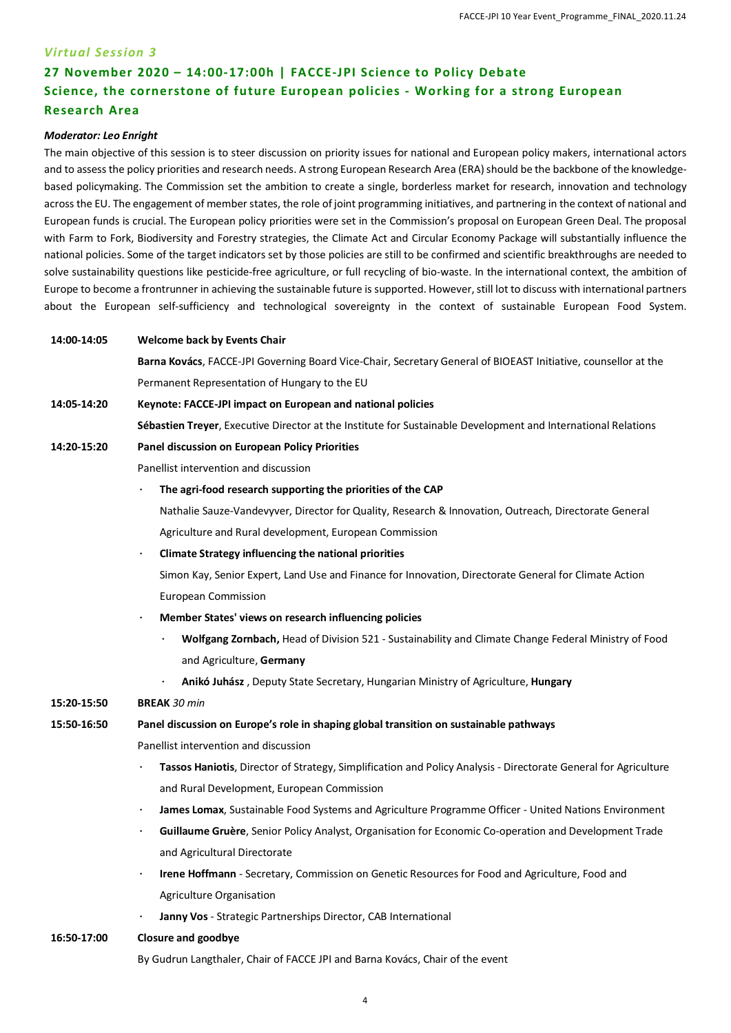*Virtual Session 3*

## 27 November 2020 – 14:00-17:00h | FACCE-JPI Science to Policy Debate

## Science, the cornerstone of future European policies - Working for a strong European Research Area

***Moderator: Leo Enright***

The main objective of this session is to steer discussion on priority issues for national and European policy makers, international actors and to assess the policy priorities and research needs. A strong European Research Area (ERA) should be the backbone of the knowledge-based policymaking. The Commission set the ambition to create a single, borderless market for research, innovation and technology across the EU. The engagement of member states, the role of joint programming initiatives, and partnering in the context of national and European funds is crucial. The European policy priorities were set in the Commission's proposal on European Green Deal. The proposal with Farm to Fork, Biodiversity and Forestry strategies, the Climate Act and Circular Economy Package will substantially influence the national policies. Some of the target indicators set by those policies are still to be confirmed and scientific breakthroughs are needed to solve sustainability questions like pesticide-free agriculture, or full recycling of bio-waste. In the international context, the ambition of Europe to become a frontrunner in achieving the sustainable future is supported. However, still lot to discuss with international partners about the European self-sufficiency and technological sovereignty in the context of sustainable European Food System.

**14:00-14:05** **Welcome back by Events Chair**

**Barna Kovács**, FACCE-JPI Governing Board Vice-Chair, Secretary General of BIOEAST Initiative, counsellor at the Permanent Representation of Hungary to the EU

**14:05-14:20** **Keynote: FACCE-JPI impact on European and national policies**

**Sébastien Treyer**, Executive Director at the Institute for Sustainable Development and International Relations

**14:20-15:20** **Panel discussion on European Policy Priorities**

Panellist intervention and discussion

- **The agri-food research supporting the priorities of the CAP**
  Nathalie Sauze-Vandevyver, Director for Quality, Research & Innovation, Outreach, Directorate General Agriculture and Rural development, European Commission
- **Climate Strategy influencing the national priorities**
  Simon Kay, Senior Expert, Land Use and Finance for Innovation, Directorate General for Climate Action European Commission
- **Member States' views on research influencing policies**
  - **Wolfgang Zornbach,** Head of Division 521 - Sustainability and Climate Change Federal Ministry of Food and Agriculture, **Germany**
  - **Anikó Juhász** , Deputy State Secretary, Hungarian Ministry of Agriculture, **Hungary**

**15:20-15:50** **BREAK** *30 min*

**15:50-16:50** **Panel discussion on Europe's role in shaping global transition on sustainable pathways**

Panellist intervention and discussion

- **Tassos Haniotis**, Director of Strategy, Simplification and Policy Analysis - Directorate General for Agriculture and Rural Development, European Commission
- **James Lomax**, Sustainable Food Systems and Agriculture Programme Officer - United Nations Environment
- **Guillaume Gruère**, Senior Policy Analyst, Organisation for Economic Co-operation and Development Trade and Agricultural Directorate
- **Irene Hoffmann** - Secretary, Commission on Genetic Resources for Food and Agriculture, Food and Agriculture Organisation
- **Janny Vos** - Strategic Partnerships Director, CAB International

**16:50-17:00** **Closure and goodbye**

By Gudrun Langthaler, Chair of FACCE JPI and Barna Kovács, Chair of the event